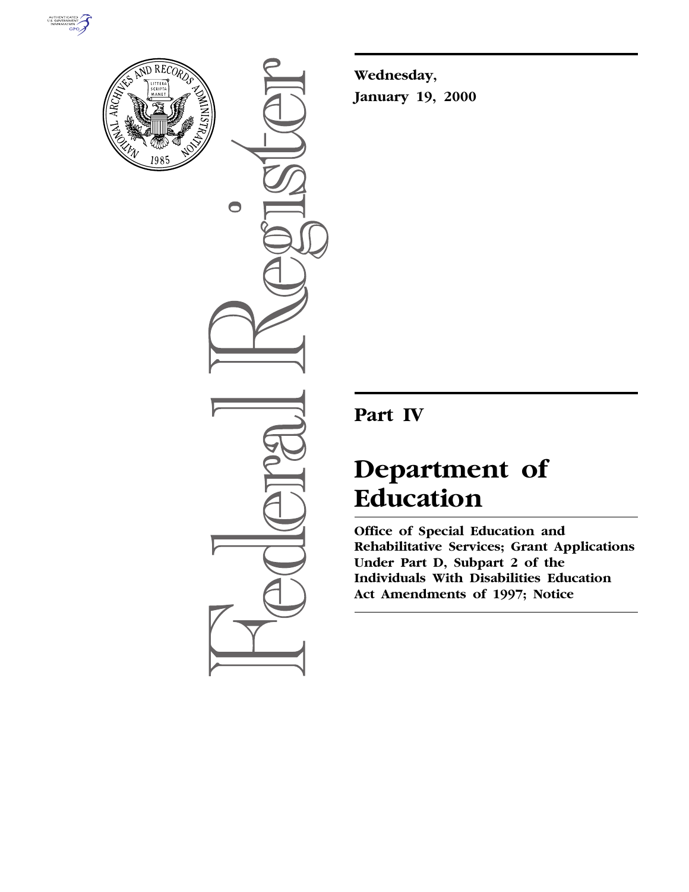Wednesday,

January 19, 2000

# Part IV

# Department of Education

**Office of Special Education and Rehabilitative Services; Grant Applications Under Part D, Subpart 2 of the Individuals With Disabilities Education Act Amendments of 1997; Notice**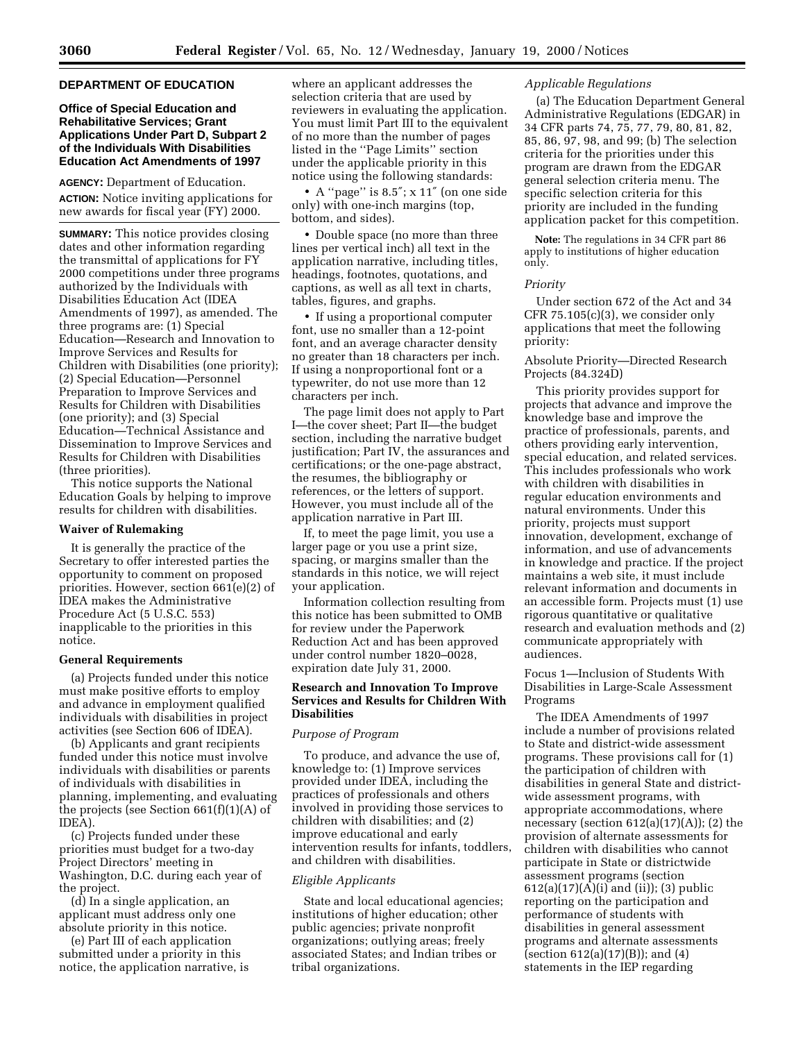## DEPARTMENT OF EDUCATION

### Office of Special Education and Rehabilitative Services; Grant Applications Under Part D, Subpart 2 of the Individuals With Disabilities Education Act Amendments of 1997

**AGENCY:** Department of Education.

**ACTION:** Notice inviting applications for new awards for fiscal year (FY) 2000.

**SUMMARY:** This notice provides closing dates and other information regarding the transmittal of applications for FY 2000 competitions under three programs authorized by the Individuals with Disabilities Education Act (IDEA Amendments of 1997), as amended. The three programs are: (1) Special Education—Research and Innovation to Improve Services and Results for Children with Disabilities (one priority); (2) Special Education—Personnel Preparation to Improve Services and Results for Children with Disabilities (one priority); and (3) Special Education—Technical Assistance and Dissemination to Improve Services and Results for Children with Disabilities (three priorities).

This notice supports the National Education Goals by helping to improve results for children with disabilities.

#### Waiver of Rulemaking

It is generally the practice of the Secretary to offer interested parties the opportunity to comment on proposed priorities. However, section 661(e)(2) of IDEA makes the Administrative Procedure Act (5 U.S.C. 553) inapplicable to the priorities in this notice.

#### General Requirements

(a) Projects funded under this notice must make positive efforts to employ and advance in employment qualified individuals with disabilities in project activities (see Section 606 of IDEA).

(b) Applicants and grant recipients funded under this notice must involve individuals with disabilities or parents of individuals with disabilities in planning, implementing, and evaluating the projects (see Section 661(f)(1)(A) of IDEA).

(c) Projects funded under these priorities must budget for a two-day Project Directors' meeting in Washington, D.C. during each year of the project.

(d) In a single application, an applicant must address only one absolute priority in this notice.

(e) Part III of each application submitted under a priority in this notice, the application narrative, is where an applicant addresses the selection criteria that are used by reviewers in evaluating the application. You must limit Part III to the equivalent of no more than the number of pages listed in the "Page Limits" section under the applicable priority in this notice using the following standards:

- A "page" is 8.5″; x 11″ (on one side only) with one-inch margins (top, bottom, and sides).
- Double space (no more than three lines per vertical inch) all text in the application narrative, including titles, headings, footnotes, quotations, and captions, as well as all text in charts, tables, figures, and graphs.
- If using a proportional computer font, use no smaller than a 12-point font, and an average character density no greater than 18 characters per inch. If using a nonproportional font or a typewriter, do not use more than 12 characters per inch.

The page limit does not apply to Part I—the cover sheet; Part II—the budget section, including the narrative budget justification; Part IV, the assurances and certifications; or the one-page abstract, the resumes, the bibliography or references, or the letters of support. However, you must include all of the application narrative in Part III.

If, to meet the page limit, you use a larger page or you use a print size, spacing, or margins smaller than the standards in this notice, we will reject your application.

Information collection resulting from this notice has been submitted to OMB for review under the Paperwork Reduction Act and has been approved under control number 1820–0028, expiration date July 31, 2000.

### Research and Innovation To Improve Services and Results for Children With Disabilities

*Purpose of Program*

To produce, and advance the use of, knowledge to: (1) Improve services provided under IDEA, including the practices of professionals and others involved in providing those services to children with disabilities; and (2) improve educational and early intervention results for infants, toddlers, and children with disabilities.

*Eligible Applicants*

State and local educational agencies; institutions of higher education; other public agencies; private nonprofit organizations; outlying areas; freely associated States; and Indian tribes or tribal organizations.

*Applicable Regulations*

(a) The Education Department General Administrative Regulations (EDGAR) in 34 CFR parts 74, 75, 77, 79, 80, 81, 82, 85, 86, 97, 98, and 99; (b) The selection criteria for the priorities under this program are drawn from the EDGAR general selection criteria menu. The specific selection criteria for this priority are included in the funding application packet for this competition.

**Note:** The regulations in 34 CFR part 86 apply to institutions of higher education only.

*Priority*

Under section 672 of the Act and 34 CFR 75.105(c)(3), we consider only applications that meet the following priority:

Absolute Priority—Directed Research Projects (84.324D)

This priority provides support for projects that advance and improve the knowledge base and improve the practice of professionals, parents, and others providing early intervention, special education, and related services. This includes professionals who work with children with disabilities in regular education environments and natural environments. Under this priority, projects must support innovation, development, exchange of information, and use of advancements in knowledge and practice. If the project maintains a web site, it must include relevant information and documents in an accessible form. Projects must (1) use rigorous quantitative or qualitative research and evaluation methods and (2) communicate appropriately with audiences.

Focus 1—Inclusion of Students With Disabilities in Large-Scale Assessment Programs

The IDEA Amendments of 1997 include a number of provisions related to State and district-wide assessment programs. These provisions call for (1) the participation of children with disabilities in general State and district-wide assessment programs, with appropriate accommodations, where necessary (section 612(a)(17)(A)); (2) the provision of alternate assessments for children with disabilities who cannot participate in State or districtwide assessment programs (section 612(a)(17)(A)(i) and (ii)); (3) public reporting on the participation and performance of students with disabilities in general assessment programs and alternate assessments (section 612(a)(17)(B)); and (4) statements in the IEP regarding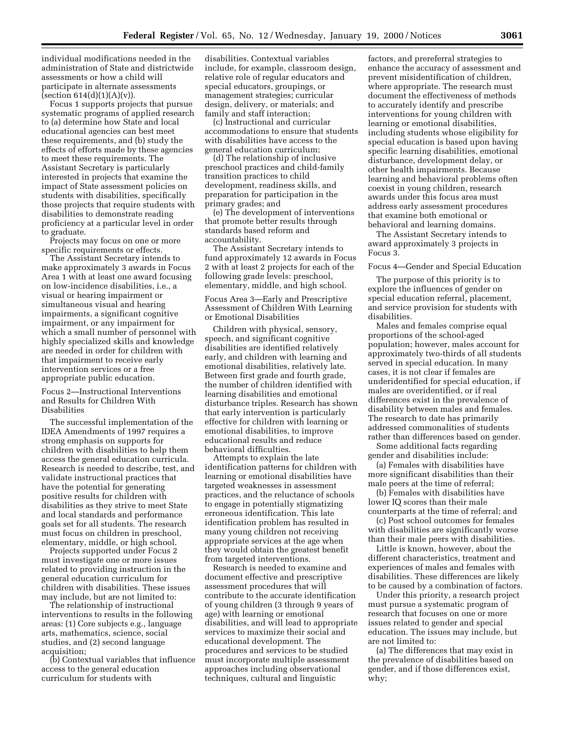individual modifications needed in the administration of State and districtwide assessments or how a child will participate in alternate assessments (section 614(d)(1)(A)(v)).

Focus 1 supports projects that pursue systematic programs of applied research to (a) determine how State and local educational agencies can best meet these requirements, and (b) study the effects of efforts made by these agencies to meet these requirements. The Assistant Secretary is particularly interested in projects that examine the impact of State assessment policies on students with disabilities, specifically those projects that require students with disabilities to demonstrate reading proficiency at a particular level in order to graduate.

Projects may focus on one or more specific requirements or effects.

The Assistant Secretary intends to make approximately 3 awards in Focus Area 1 with at least one award focusing on low-incidence disabilities, i.e., a visual or hearing impairment or simultaneous visual and hearing impairments, a significant cognitive impairment, or any impairment for which a small number of personnel with highly specialized skills and knowledge are needed in order for children with that impairment to receive early intervention services or a free appropriate public education.

## Focus 2—Instructional Interventions and Results for Children With Disabilities

The successful implementation of the IDEA Amendments of 1997 requires a strong emphasis on supports for children with disabilities to help them access the general education curricula. Research is needed to describe, test, and validate instructional practices that have the potential for generating positive results for children with disabilities as they strive to meet State and local standards and performance goals set for all students. The research must focus on children in preschool, elementary, middle, or high school.

Projects supported under Focus 2 must investigate one or more issues related to providing instruction in the general education curriculum for children with disabilities. These issues may include, but are not limited to:

The relationship of instructional interventions to results in the following areas: (1) Core subjects e.g., language arts, mathematics, science, social studies, and (2) second language acquisition;

(b) Contextual variables that influence access to the general education curriculum for students with disabilities. Contextual variables include, for example, classroom design, relative role of regular educators and special educators, groupings, or management strategies; curricular design, delivery, or materials; and family and staff interaction;

(c) Instructional and curricular accommodations to ensure that students with disabilities have access to the general education curriculum;

(d) The relationship of inclusive preschool practices and child-family transition practices to child development, readiness skills, and preparation for participation in the primary grades; and

(e) The development of interventions that promote better results through standards based reform and accountability.

The Assistant Secretary intends to fund approximately 12 awards in Focus 2 with at least 2 projects for each of the following grade levels: preschool, elementary, middle, and high school.

## Focus Area 3—Early and Prescriptive Assessment of Children With Learning or Emotional Disabilities

Children with physical, sensory, speech, and significant cognitive disabilities are identified relatively early, and children with learning and emotional disabilities, relatively late. Between first grade and fourth grade, the number of children identified with learning disabilities and emotional disturbance triples. Research has shown that early intervention is particularly effective for children with learning or emotional disabilities, to improve educational results and reduce behavioral difficulties.

Attempts to explain the late identification patterns for children with learning or emotional disabilities have targeted weaknesses in assessment practices, and the reluctance of schools to engage in potentially stigmatizing erroneous identification. This late identification problem has resulted in many young children not receiving appropriate services at the age when they would obtain the greatest benefit from targeted interventions.

Research is needed to examine and document effective and prescriptive assessment procedures that will contribute to the accurate identification of young children (3 through 9 years of age) with learning or emotional disabilities, and will lead to appropriate services to maximize their social and educational development. The procedures and services to be studied must incorporate multiple assessment approaches including observational techniques, cultural and linguistic factors, and prereferral strategies to enhance the accuracy of assessment and prevent misidentification of children, where appropriate. The research must document the effectiveness of methods to accurately identify and prescribe interventions for young children with learning or emotional disabilities, including students whose eligibility for special education is based upon having specific learning disabilities, emotional disturbance, development delay, or other health impairments. Because learning and behavioral problems often coexist in young children, research awards under this focus area must address early assessment procedures that examine both emotional or behavioral and learning domains.

The Assistant Secretary intends to award approximately 3 projects in Focus 3.

## Focus 4—Gender and Special Education

The purpose of this priority is to explore the influences of gender on special education referral, placement, and service provision for students with disabilities.

Males and females comprise equal proportions of the school-aged population; however, males account for approximately two-thirds of all students served in special education. In many cases, it is not clear if females are underidentified for special education, if males are overidentified, or if real differences exist in the prevalence of disability between males and females. The research to date has primarily addressed commonalities of students rather than differences based on gender.

Some additional facts regarding gender and disabilities include:

(a) Females with disabilities have more significant disabilities than their male peers at the time of referral;

(b) Females with disabilities have lower IQ scores than their male counterparts at the time of referral; and

(c) Post school outcomes for females with disabilities are significantly worse than their male peers with disabilities.

Little is known, however, about the different characteristics, treatment and experiences of males and females with disabilities. These differences are likely to be caused by a combination of factors.

Under this priority, a research project must pursue a systematic program of research that focuses on one or more issues related to gender and special education. The issues may include, but are not limited to:

(a) The differences that may exist in the prevalence of disabilities based on gender, and if those differences exist, why;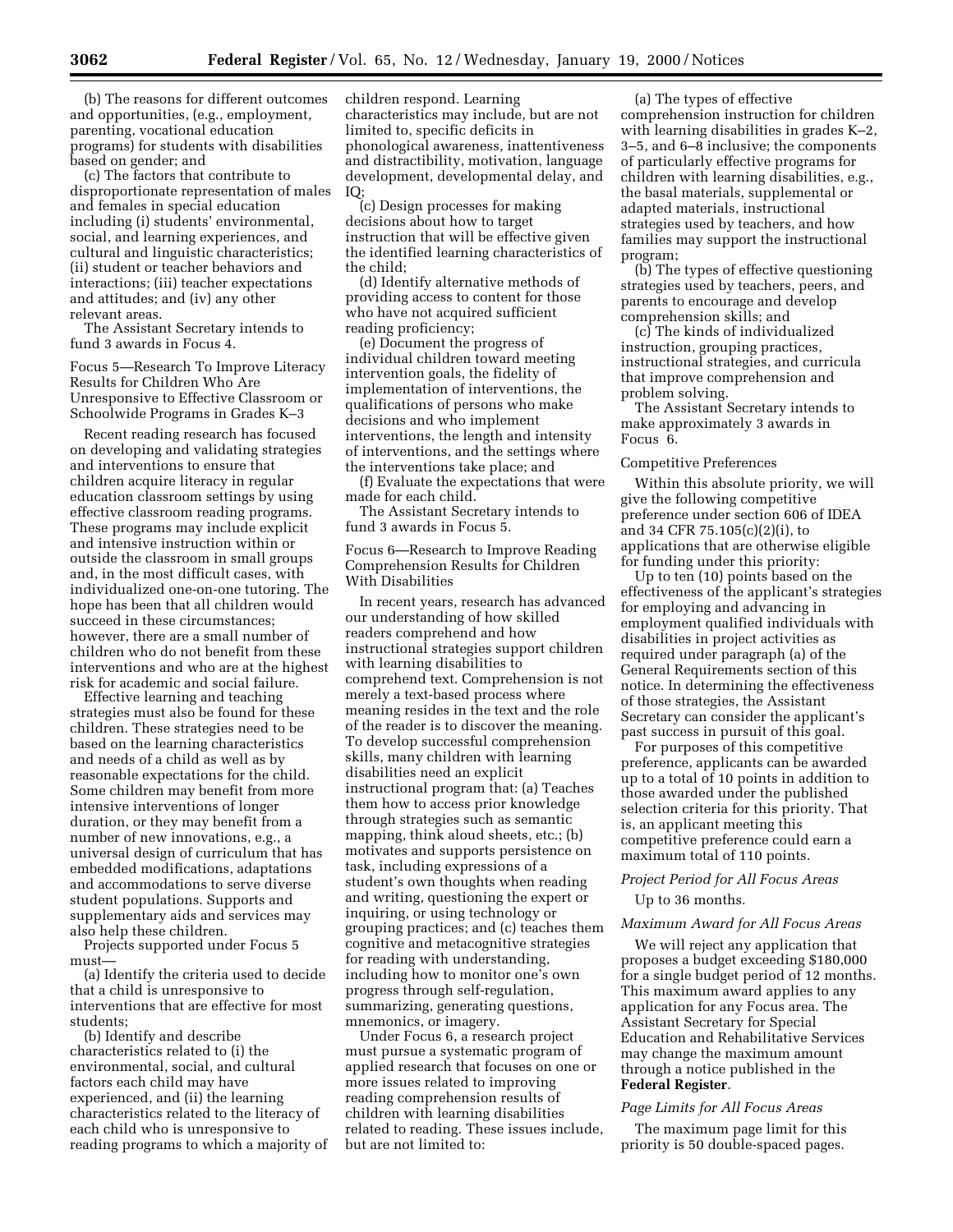(b) The reasons for different outcomes and opportunities, (e.g., employment, parenting, vocational education programs) for students with disabilities based on gender; and

(c) The factors that contribute to disproportionate representation of males and females in special education including (i) students' environmental, social, and learning experiences, and cultural and linguistic characteristics; (ii) student or teacher behaviors and interactions; (iii) teacher expectations and attitudes; and (iv) any other relevant areas.

The Assistant Secretary intends to fund 3 awards in Focus 4.

Focus 5—Research To Improve Literacy Results for Children Who Are Unresponsive to Effective Classroom or Schoolwide Programs in Grades K–3

Recent reading research has focused on developing and validating strategies and interventions to ensure that children acquire literacy in regular education classroom settings by using effective classroom reading programs. These programs may include explicit and intensive instruction within or outside the classroom in small groups and, in the most difficult cases, with individualized one-on-one tutoring. The hope has been that all children would succeed in these circumstances; however, there are a small number of children who do not benefit from these interventions and who are at the highest risk for academic and social failure.

Effective learning and teaching strategies must also be found for these children. These strategies need to be based on the learning characteristics and needs of a child as well as by reasonable expectations for the child. Some children may benefit from more intensive interventions of longer duration, or they may benefit from a number of new innovations, e.g., a universal design of curriculum that has embedded modifications, adaptations and accommodations to serve diverse student populations. Supports and supplementary aids and services may also help these children.

Projects supported under Focus 5 must—

(a) Identify the criteria used to decide that a child is unresponsive to interventions that are effective for most students;

(b) Identify and describe characteristics related to (i) the environmental, social, and cultural factors each child may have experienced, and (ii) the learning characteristics related to the literacy of each child who is unresponsive to reading programs to which a majority of children respond. Learning characteristics may include, but are not limited to, specific deficits in phonological awareness, inattentiveness and distractibility, motivation, language development, developmental delay, and IQ;

(c) Design processes for making decisions about how to target instruction that will be effective given the identified learning characteristics of the child;

(d) Identify alternative methods of providing access to content for those who have not acquired sufficient reading proficiency;

(e) Document the progress of individual children toward meeting intervention goals, the fidelity of implementation of interventions, the qualifications of persons who make decisions and who implement interventions, the length and intensity of interventions, and the settings where the interventions take place; and

(f) Evaluate the expectations that were made for each child.

The Assistant Secretary intends to fund 3 awards in Focus 5.

Focus 6—Research to Improve Reading Comprehension Results for Children With Disabilities

In recent years, research has advanced our understanding of how skilled readers comprehend and how instructional strategies support children with learning disabilities to comprehend text. Comprehension is not merely a text-based process where meaning resides in the text and the role of the reader is to discover the meaning. To develop successful comprehension skills, many children with learning disabilities need an explicit instructional program that: (a) Teaches them how to access prior knowledge through strategies such as semantic mapping, think aloud sheets, etc.; (b) motivates and supports persistence on task, including expressions of a student's own thoughts when reading and writing, questioning the expert or inquiring, or using technology or grouping practices; and (c) teaches them cognitive and metacognitive strategies for reading with understanding, including how to monitor one's own progress through self-regulation, summarizing, generating questions, mnemonics, or imagery.

Under Focus 6, a research project must pursue a systematic program of applied research that focuses on one or more issues related to improving reading comprehension results of children with learning disabilities related to reading. These issues include, but are not limited to:

(a) The types of effective comprehension instruction for children with learning disabilities in grades K–2, 3–5, and 6–8 inclusive; the components of particularly effective programs for children with learning disabilities, e.g., the basal materials, supplemental or adapted materials, instructional strategies used by teachers, and how families may support the instructional program;

(b) The types of effective questioning strategies used by teachers, peers, and parents to encourage and develop comprehension skills; and

(c) The kinds of individualized instruction, grouping practices, instructional strategies, and curricula that improve comprehension and problem solving.

The Assistant Secretary intends to make approximately 3 awards in Focus 6.

Competitive Preferences

Within this absolute priority, we will give the following competitive preference under section 606 of IDEA and 34 CFR 75.105(c)(2)(i), to applications that are otherwise eligible for funding under this priority:

Up to ten (10) points based on the effectiveness of the applicant's strategies for employing and advancing in employment qualified individuals with disabilities in project activities as required under paragraph (a) of the General Requirements section of this notice. In determining the effectiveness of those strategies, the Assistant Secretary can consider the applicant's past success in pursuit of this goal.

For purposes of this competitive preference, applicants can be awarded up to a total of 10 points in addition to those awarded under the published selection criteria for this priority. That is, an applicant meeting this competitive preference could earn a maximum total of 110 points.

*Project Period for All Focus Areas*

Up to 36 months.

*Maximum Award for All Focus Areas*

We will reject any application that proposes a budget exceeding $180,000 for a single budget period of 12 months. This maximum award applies to any application for any Focus area. The Assistant Secretary for Special Education and Rehabilitative Services may change the maximum amount through a notice published in the **Federal Register**.

*Page Limits for All Focus Areas*

The maximum page limit for this priority is 50 double-spaced pages.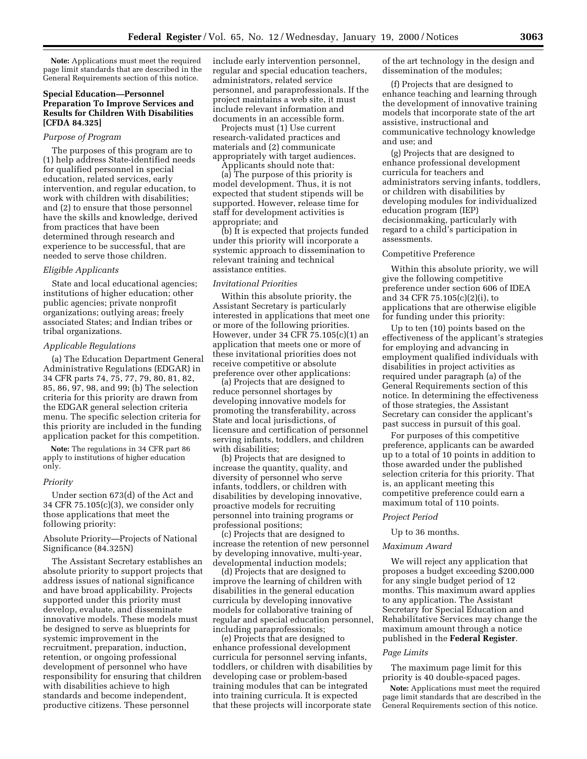**Note:** Applications must meet the required page limit standards that are described in the General Requirements section of this notice.

### Special Education—Personnel Preparation To Improve Services and Results for Children With Disabilities [CFDA 84.325]

*Purpose of Program*

The purposes of this program are to (1) help address State-identified needs for qualified personnel in special education, related services, early intervention, and regular education, to work with children with disabilities; and (2) to ensure that those personnel have the skills and knowledge, derived from practices that have been determined through research and experience to be successful, that are needed to serve those children.

*Eligible Applicants*

State and local educational agencies; institutions of higher education; other public agencies; private nonprofit organizations; outlying areas; freely associated States; and Indian tribes or tribal organizations.

*Applicable Regulations*

(a) The Education Department General Administrative Regulations (EDGAR) in 34 CFR parts 74, 75, 77, 79, 80, 81, 82, 85, 86, 97, 98, and 99; (b) The selection criteria for this priority are drawn from the EDGAR general selection criteria menu. The specific selection criteria for this priority are included in the funding application packet for this competition.

**Note:** The regulations in 34 CFR part 86 apply to institutions of higher education only.

*Priority*

Under section 673(d) of the Act and 34 CFR 75.105(c)(3), we consider only those applications that meet the following priority:

Absolute Priority—Projects of National Significance (84.325N)

The Assistant Secretary establishes an absolute priority to support projects that address issues of national significance and have broad applicability. Projects supported under this priority must develop, evaluate, and disseminate innovative models. These models must be designed to serve as blueprints for systemic improvement in the recruitment, preparation, induction, retention, or ongoing professional development of personnel who have responsibility for ensuring that children with disabilities achieve to high standards and become independent, productive citizens. These personnel include early intervention personnel, regular and special education teachers, administrators, related service personnel, and paraprofessionals. If the project maintains a web site, it must include relevant information and documents in an accessible form.

Projects must (1) Use current research-validated practices and materials and (2) communicate appropriately with target audiences.

Applicants should note that:

(a) The purpose of this priority is model development. Thus, it is not expected that student stipends will be supported. However, release time for staff for development activities is appropriate; and

(b) It is expected that projects funded under this priority will incorporate a systemic approach to dissemination to relevant training and technical assistance entities.

*Invitational Priorities*

Within this absolute priority, the Assistant Secretary is particularly interested in applications that meet one or more of the following priorities. However, under 34 CFR 75.105(c)(1) an application that meets one or more of these invitational priorities does not receive competitive or absolute preference over other applications:

(a) Projects that are designed to reduce personnel shortages by developing innovative models for promoting the transferability, across State and local jurisdictions, of licensure and certification of personnel serving infants, toddlers, and children with disabilities;

(b) Projects that are designed to increase the quantity, quality, and diversity of personnel who serve infants, toddlers, or children with disabilities by developing innovative, proactive models for recruiting personnel into training programs or professional positions;

(c) Projects that are designed to increase the retention of new personnel by developing innovative, multi-year, developmental induction models;

(d) Projects that are designed to improve the learning of children with disabilities in the general education curricula by developing innovative models for collaborative training of regular and special education personnel, including paraprofessionals;

(e) Projects that are designed to enhance professional development curricula for personnel serving infants, toddlers, or children with disabilities by developing case or problem-based training modules that can be integrated into training curricula. It is expected that these projects will incorporate state of the art technology in the design and dissemination of the modules;

(f) Projects that are designed to enhance teaching and learning through the development of innovative training models that incorporate state of the art assistive, instructional and communicative technology knowledge and use; and

(g) Projects that are designed to enhance professional development curricula for teachers and administrators serving infants, toddlers, or children with disabilities by developing modules for individualized education program (IEP) decisionmaking, particularly with regard to a child's participation in assessments.

Competitive Preference

Within this absolute priority, we will give the following competitive preference under section 606 of IDEA and 34 CFR 75.105(c)(2)(i), to applications that are otherwise eligible for funding under this priority:

Up to ten (10) points based on the effectiveness of the applicant's strategies for employing and advancing in employment qualified individuals with disabilities in project activities as required under paragraph (a) of the General Requirements section of this notice. In determining the effectiveness of those strategies, the Assistant Secretary can consider the applicant's past success in pursuit of this goal.

For purposes of this competitive preference, applicants can be awarded up to a total of 10 points in addition to those awarded under the published selection criteria for this priority. That is, an applicant meeting this competitive preference could earn a maximum total of 110 points.

*Project Period*

Up to 36 months.

*Maximum Award*

We will reject any application that proposes a budget exceeding $200,000 for any single budget period of 12 months. This maximum award applies to any application. The Assistant Secretary for Special Education and Rehabilitative Services may change the maximum amount through a notice published in the **Federal Register**.

*Page Limits*

The maximum page limit for this priority is 40 double-spaced pages.

**Note:** Applications must meet the required page limit standards that are described in the General Requirements section of this notice.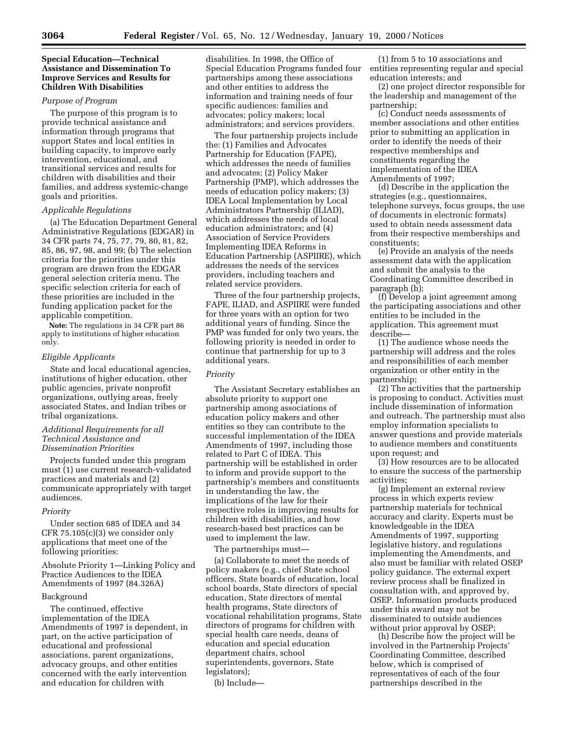**Special Education—Technical Assistance and Dissemination To Improve Services and Results for Children With Disabilities**

*Purpose of Program*

The purpose of this program is to provide technical assistance and information through programs that support States and local entities in building capacity, to improve early intervention, educational, and transitional services and results for children with disabilities and their families, and address systemic-change goals and priorities.

*Applicable Regulations*

(a) The Education Department General Administrative Regulations (EDGAR) in 34 CFR parts 74, 75, 77, 79, 80, 81, 82, 85, 86, 97, 98, and 99; (b) The selection criteria for the priorities under this program are drawn from the EDGAR general selection criteria menu. The specific selection criteria for each of these priorities are included in the funding application packet for the applicable competition.

**Note:** The regulations in 34 CFR part 86 apply to institutions of higher education only.

*Eligible Applicants*

State and local educational agencies, institutions of higher education, other public agencies, private nonprofit organizations, outlying areas, freely associated States, and Indian tribes or tribal organizations.

*Additional Requirements for all Technical Assistance and Dissemination Priorities*

Projects funded under this program must (1) use current research-validated practices and materials and (2) communicate appropriately with target audiences.

*Priority*

Under section 685 of IDEA and 34 CFR 75.105(c)(3) we consider only applications that meet one of the following priorities:

Absolute Priority 1—Linking Policy and Practice Audiences to the IDEA Amendments of 1997 (84.326A)

Background

The continued, effective implementation of the IDEA Amendments of 1997 is dependent, in part, on the active participation of educational and professional associations, parent organizations, advocacy groups, and other entities concerned with the early intervention and education for children with disabilities. In 1998, the Office of Special Education Programs funded four partnerships among these associations and other entities to address the information and training needs of four specific audiences: families and advocates; policy makers; local administrators; and services providers.

The four partnership projects include the: (1) Families and Advocates Partnership for Education (FAPE), which addresses the needs of families and advocates; (2) Policy Maker Partnership (PMP), which addresses the needs of education policy makers; (3) IDEA Local Implementation by Local Administrators Partnership (ILIAD), which addresses the needs of local education administrators; and (4) Association of Service Providers Implementing IDEA Reforms in Education Partnership (ASPIIRE), which addresses the needs of the services providers, including teachers and related service providers.

Three of the four partnership projects, FAPE, ILIAD, and ASPIIRE were funded for three years with an option for two additional years of funding. Since the PMP was funded for only two years, the following priority is needed in order to continue that partnership for up to 3 additional years.

*Priority*

The Assistant Secretary establishes an absolute priority to support one partnership among associations of education policy makers and other entities so they can contribute to the successful implementation of the IDEA Amendments of 1997, including those related to Part C of IDEA. This partnership will be established in order to inform and provide support to the partnership's members and constituents in understanding the law, the implications of the law for their respective roles in improving results for children with disabilities, and how research-based best practices can be used to implement the law.

The partnerships must—

(a) Collaborate to meet the needs of policy makers (e.g., chief State school officers, State boards of education, local school boards, State directors of special education, State directors of mental health programs, State directors of vocational rehabilitation programs, State directors of programs for children with special health care needs, deans of education and special education department chairs, school superintendents, governors, State legislators);

(b) Include—

(1) from 5 to 10 associations and entities representing regular and special education interests; and

(2) one project director responsible for the leadership and management of the partnership;

(c) Conduct needs assessments of member associations and other entities prior to submitting an application in order to identify the needs of their respective memberships and constituents regarding the implementation of the IDEA Amendments of 1997;

(d) Describe in the application the strategies (e.g., questionnaires, telephone surveys, focus groups, the use of documents in electronic formats) used to obtain needs assessment data from their respective memberships and constituents;

(e) Provide an analysis of the needs assessment data with the application and submit the analysis to the Coordinating Committee described in paragraph (h);

(f) Develop a joint agreement among the participating associations and other entities to be included in the application. This agreement must describe—

(1) The audience whose needs the partnership will address and the roles and responsibilities of each member organization or other entity in the partnership;

(2) The activities that the partnership is proposing to conduct. Activities must include dissemination of information and outreach. The partnership must also employ information specialists to answer questions and provide materials to audience members and constituents upon request; and

(3) How resources are to be allocated to ensure the success of the partnership activities;

(g) Implement an external review process in which experts review partnership materials for technical accuracy and clarity. Experts must be knowledgeable in the IDEA Amendments of 1997, supporting legislative history, and regulations implementing the Amendments, and also must be familiar with related OSEP policy guidance. The external expert review process shall be finalized in consultation with, and approved by, OSEP. Information products produced under this award may not be disseminated to outside audiences without prior approval by OSEP;

(h) Describe how the project will be involved in the Partnership Projects' Coordinating Committee, described below, which is comprised of representatives of each of the four partnerships described in the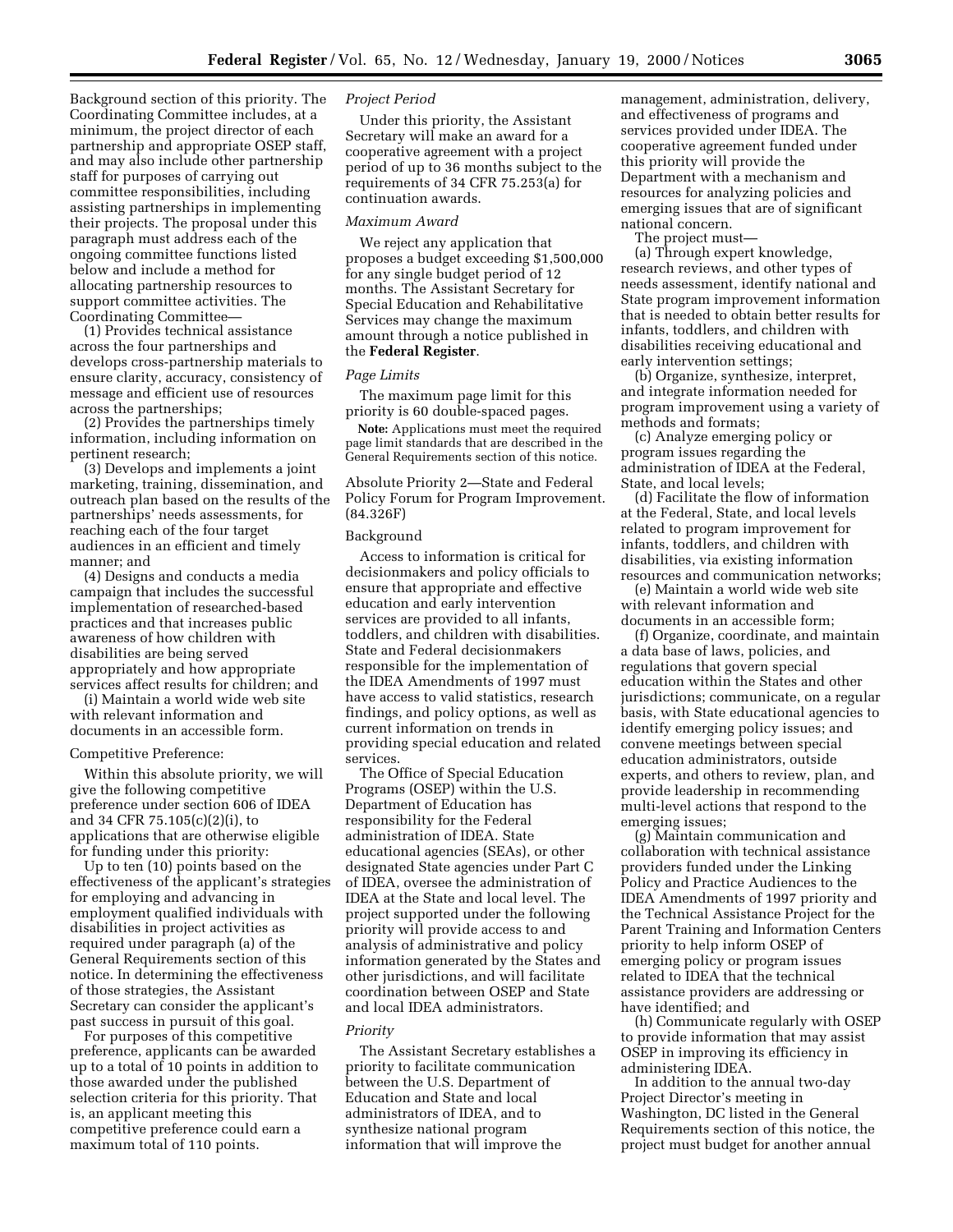Background section of this priority. The Coordinating Committee includes, at a minimum, the project director of each partnership and appropriate OSEP staff, and may also include other partnership staff for purposes of carrying out committee responsibilities, including assisting partnerships in implementing their projects. The proposal under this paragraph must address each of the ongoing committee functions listed below and include a method for allocating partnership resources to support committee activities. The Coordinating Committee—

(1) Provides technical assistance across the four partnerships and develops cross-partnership materials to ensure clarity, accuracy, consistency of message and efficient use of resources across the partnerships;

(2) Provides the partnerships timely information, including information on pertinent research;

(3) Develops and implements a joint marketing, training, dissemination, and outreach plan based on the results of the partnerships' needs assessments, for reaching each of the four target audiences in an efficient and timely manner; and

(4) Designs and conducts a media campaign that includes the successful implementation of researched-based practices and that increases public awareness of how children with disabilities are being served appropriately and how appropriate services affect results for children; and

(i) Maintain a world wide web site with relevant information and documents in an accessible form.

Competitive Preference:

Within this absolute priority, we will give the following competitive preference under section 606 of IDEA and 34 CFR 75.105(c)(2)(i), to applications that are otherwise eligible for funding under this priority:

Up to ten (10) points based on the effectiveness of the applicant's strategies for employing and advancing in employment qualified individuals with disabilities in project activities as required under paragraph (a) of the General Requirements section of this notice. In determining the effectiveness of those strategies, the Assistant Secretary can consider the applicant's past success in pursuit of this goal.

For purposes of this competitive preference, applicants can be awarded up to a total of 10 points in addition to those awarded under the published selection criteria for this priority. That is, an applicant meeting this competitive preference could earn a maximum total of 110 points.

*Project Period*

Under this priority, the Assistant Secretary will make an award for a cooperative agreement with a project period of up to 36 months subject to the requirements of 34 CFR 75.253(a) for continuation awards.

*Maximum Award*

We reject any application that proposes a budget exceeding $1,500,000 for any single budget period of 12 months. The Assistant Secretary for Special Education and Rehabilitative Services may change the maximum amount through a notice published in the **Federal Register**.

*Page Limits*

The maximum page limit for this priority is 60 double-spaced pages.

**Note:** Applications must meet the required page limit standards that are described in the General Requirements section of this notice.

Absolute Priority 2—State and Federal Policy Forum for Program Improvement. (84.326F)

Background

Access to information is critical for decisionmakers and policy officials to ensure that appropriate and effective education and early intervention services are provided to all infants, toddlers, and children with disabilities. State and Federal decisionmakers responsible for the implementation of the IDEA Amendments of 1997 must have access to valid statistics, research findings, and policy options, as well as current information on trends in providing special education and related services.

The Office of Special Education Programs (OSEP) within the U.S. Department of Education has responsibility for the Federal administration of IDEA. State educational agencies (SEAs), or other designated State agencies under Part C of IDEA, oversee the administration of IDEA at the State and local level. The project supported under the following priority will provide access to and analysis of administrative and policy information generated by the States and other jurisdictions, and will facilitate coordination between OSEP and State and local IDEA administrators.

*Priority*

The Assistant Secretary establishes a priority to facilitate communication between the U.S. Department of Education and State and local administrators of IDEA, and to synthesize national program information that will improve the management, administration, delivery, and effectiveness of programs and services provided under IDEA. The cooperative agreement funded under this priority will provide the Department with a mechanism and resources for analyzing policies and emerging issues that are of significant national concern.

The project must—

(a) Through expert knowledge, research reviews, and other types of needs assessment, identify national and State program improvement information that is needed to obtain better results for infants, toddlers, and children with disabilities receiving educational and early intervention settings;

(b) Organize, synthesize, interpret, and integrate information needed for program improvement using a variety of methods and formats;

(c) Analyze emerging policy or program issues regarding the administration of IDEA at the Federal, State, and local levels;

(d) Facilitate the flow of information at the Federal, State, and local levels related to program improvement for infants, toddlers, and children with disabilities, via existing information resources and communication networks;

(e) Maintain a world wide web site with relevant information and documents in an accessible form;

(f) Organize, coordinate, and maintain a data base of laws, policies, and regulations that govern special education within the States and other jurisdictions; communicate, on a regular basis, with State educational agencies to identify emerging policy issues; and convene meetings between special education administrators, outside experts, and others to review, plan, and provide leadership in recommending multi-level actions that respond to the emerging issues;

(g) Maintain communication and collaboration with technical assistance providers funded under the Linking Policy and Practice Audiences to the IDEA Amendments of 1997 priority and the Technical Assistance Project for the Parent Training and Information Centers priority to help inform OSEP of emerging policy or program issues related to IDEA that the technical assistance providers are addressing or have identified; and

(h) Communicate regularly with OSEP to provide information that may assist OSEP in improving its efficiency in administering IDEA.

In addition to the annual two-day Project Director's meeting in Washington, DC listed in the General Requirements section of this notice, the project must budget for another annual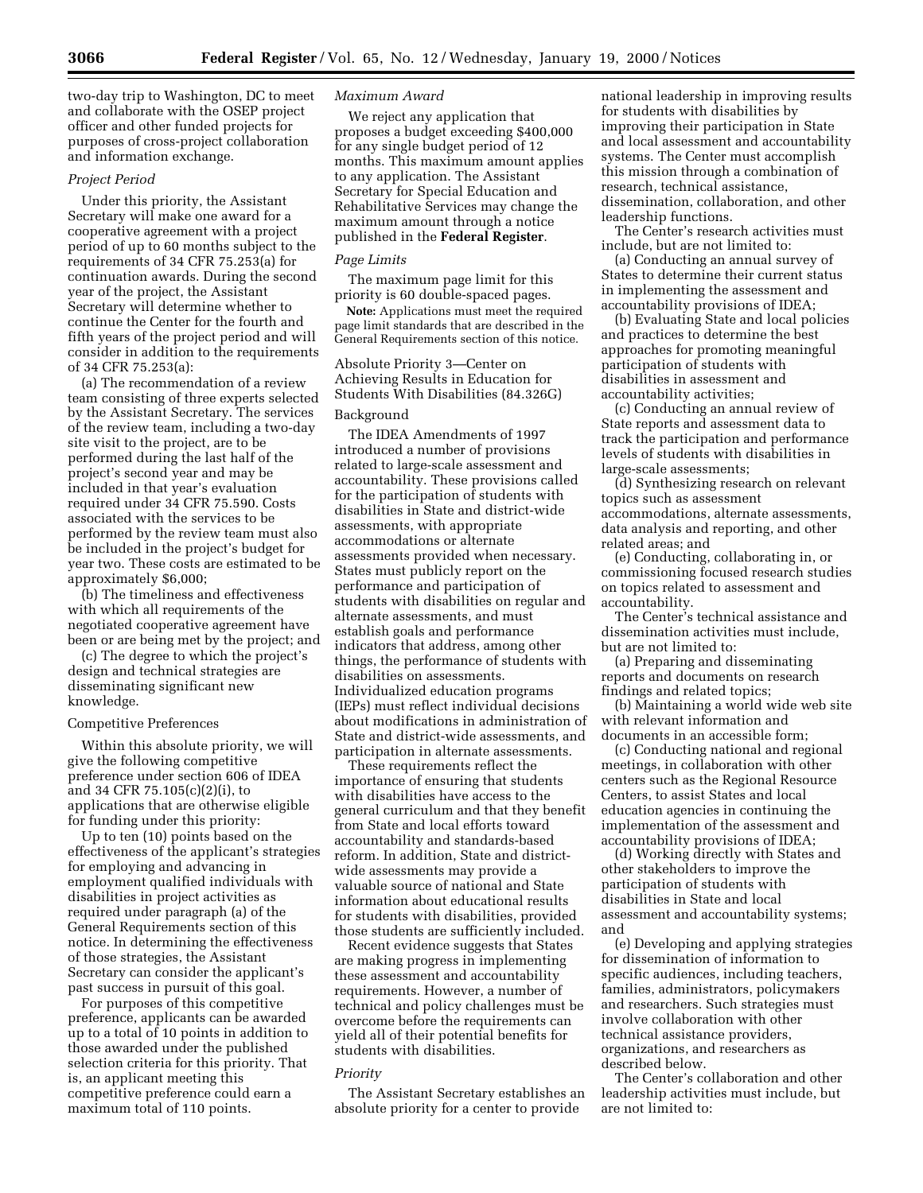two-day trip to Washington, DC to meet and collaborate with the OSEP project officer and other funded projects for purposes of cross-project collaboration and information exchange.

*Project Period*

Under this priority, the Assistant Secretary will make one award for a cooperative agreement with a project period of up to 60 months subject to the requirements of 34 CFR 75.253(a) for continuation awards. During the second year of the project, the Assistant Secretary will determine whether to continue the Center for the fourth and fifth years of the project period and will consider in addition to the requirements of 34 CFR 75.253(a):

(a) The recommendation of a review team consisting of three experts selected by the Assistant Secretary. The services of the review team, including a two-day site visit to the project, are to be performed during the last half of the project's second year and may be included in that year's evaluation required under 34 CFR 75.590. Costs associated with the services to be performed by the review team must also be included in the project's budget for year two. These costs are estimated to be approximately $6,000;

(b) The timeliness and effectiveness with which all requirements of the negotiated cooperative agreement have been or are being met by the project; and

(c) The degree to which the project's design and technical strategies are disseminating significant new knowledge.

Competitive Preferences

Within this absolute priority, we will give the following competitive preference under section 606 of IDEA and 34 CFR 75.105(c)(2)(i), to applications that are otherwise eligible for funding under this priority:

Up to ten (10) points based on the effectiveness of the applicant's strategies for employing and advancing in employment qualified individuals with disabilities in project activities as required under paragraph (a) of the General Requirements section of this notice. In determining the effectiveness of those strategies, the Assistant Secretary can consider the applicant's past success in pursuit of this goal.

For purposes of this competitive preference, applicants can be awarded up to a total of 10 points in addition to those awarded under the published selection criteria for this priority. That is, an applicant meeting this competitive preference could earn a maximum total of 110 points.

*Maximum Award*

We reject any application that proposes a budget exceeding $400,000 for any single budget period of 12 months. This maximum amount applies to any application. The Assistant Secretary for Special Education and Rehabilitative Services may change the maximum amount through a notice published in the **Federal Register**.

*Page Limits*

The maximum page limit for this priority is 60 double-spaced pages.

**Note:** Applications must meet the required page limit standards that are described in the General Requirements section of this notice.

Absolute Priority 3—Center on Achieving Results in Education for Students With Disabilities (84.326G)

Background

The IDEA Amendments of 1997 introduced a number of provisions related to large-scale assessment and accountability. These provisions called for the participation of students with disabilities in State and district-wide assessments, with appropriate accommodations or alternate assessments provided when necessary. States must publicly report on the performance and participation of students with disabilities on regular and alternate assessments, and must establish goals and performance indicators that address, among other things, the performance of students with disabilities on assessments. Individualized education programs (IEPs) must reflect individual decisions about modifications in administration of State and district-wide assessments, and participation in alternate assessments.

These requirements reflect the importance of ensuring that students with disabilities have access to the general curriculum and that they benefit from State and local efforts toward accountability and standards-based reform. In addition, State and district-wide assessments may provide a valuable source of national and State information about educational results for students with disabilities, provided those students are sufficiently included.

Recent evidence suggests that States are making progress in implementing these assessment and accountability requirements. However, a number of technical and policy challenges must be overcome before the requirements can yield all of their potential benefits for students with disabilities.

*Priority*

The Assistant Secretary establishes an absolute priority for a center to provide national leadership in improving results for students with disabilities by improving their participation in State and local assessment and accountability systems. The Center must accomplish this mission through a combination of research, technical assistance, dissemination, collaboration, and other leadership functions.

The Center's research activities must include, but are not limited to:

(a) Conducting an annual survey of States to determine their current status in implementing the assessment and accountability provisions of IDEA;

(b) Evaluating State and local policies and practices to determine the best approaches for promoting meaningful participation of students with disabilities in assessment and accountability activities;

(c) Conducting an annual review of State reports and assessment data to track the participation and performance levels of students with disabilities in large-scale assessments;

(d) Synthesizing research on relevant topics such as assessment accommodations, alternate assessments, data analysis and reporting, and other related areas; and

(e) Conducting, collaborating in, or commissioning focused research studies on topics related to assessment and accountability.

The Center's technical assistance and dissemination activities must include, but are not limited to:

(a) Preparing and disseminating reports and documents on research findings and related topics;

(b) Maintaining a world wide web site with relevant information and documents in an accessible form;

(c) Conducting national and regional meetings, in collaboration with other centers such as the Regional Resource Centers, to assist States and local education agencies in continuing the implementation of the assessment and accountability provisions of IDEA;

(d) Working directly with States and other stakeholders to improve the participation of students with disabilities in State and local assessment and accountability systems; and

(e) Developing and applying strategies for dissemination of information to specific audiences, including teachers, families, administrators, policymakers and researchers. Such strategies must involve collaboration with other technical assistance providers, organizations, and researchers as described below.

The Center's collaboration and other leadership activities must include, but are not limited to: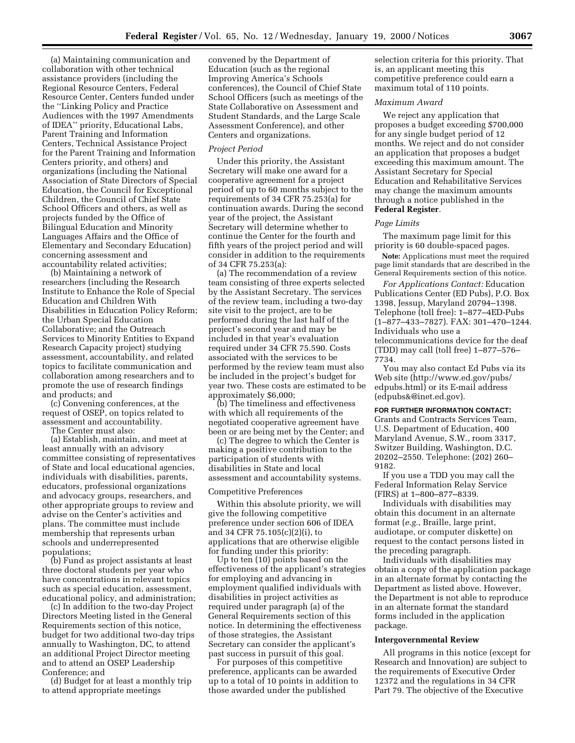(a) Maintaining communication and collaboration with other technical assistance providers (including the Regional Resource Centers, Federal Resource Center, Centers funded under the ''Linking Policy and Practice Audiences with the 1997 Amendments of IDEA'' priority, Educational Labs, Parent Training and Information Centers, Technical Assistance Project for the Parent Training and Information Centers priority, and others) and organizations (including the National Association of State Directors of Special Education, the Council for Exceptional Children, the Council of Chief State School Officers and others, as well as projects funded by the Office of Bilingual Education and Minority Languages Affairs and the Office of Elementary and Secondary Education) concerning assessment and accountability related activities;

(b) Maintaining a network of researchers (including the Research Institute to Enhance the Role of Special Education and Children With Disabilities in Education Policy Reform; the Urban Special Education Collaborative; and the Outreach Services to Minority Entities to Expand Research Capacity project) studying assessment, accountability, and related topics to facilitate communication and collaboration among researchers and to promote the use of research findings and products; and

(c) Convening conferences, at the request of OSEP, on topics related to assessment and accountability.

The Center must also:

(a) Establish, maintain, and meet at least annually with an advisory committee consisting of representatives of State and local educational agencies, individuals with disabilities, parents, educators, professional organizations and advocacy groups, researchers, and other appropriate groups to review and advise on the Center's activities and plans. The committee must include membership that represents urban schools and underrepresented populations;

(b) Fund as project assistants at least three doctoral students per year who have concentrations in relevant topics such as special education, assessment, educational policy, and administration;

(c) In addition to the two-day Project Directors Meeting listed in the General Requirements section of this notice, budget for two additional two-day trips annually to Washington, DC, to attend an additional Project Director meeting and to attend an OSEP Leadership Conference; and

(d) Budget for at least a monthly trip to attend appropriate meetings convened by the Department of Education (such as the regional Improving America's Schools conferences), the Council of Chief State School Officers (such as meetings of the State Collaborative on Assessment and Student Standards, and the Large Scale Assessment Conference), and other Centers and organizations.

*Project Period*

Under this priority, the Assistant Secretary will make one award for a cooperative agreement for a project period of up to 60 months subject to the requirements of 34 CFR 75.253(a) for continuation awards. During the second year of the project, the Assistant Secretary will determine whether to continue the Center for the fourth and fifth years of the project period and will consider in addition to the requirements of 34 CFR 75.253(a):

(a) The recommendation of a review team consisting of three experts selected by the Assistant Secretary. The services of the review team, including a two-day site visit to the project, are to be performed during the last half of the project's second year and may be included in that year's evaluation required under 34 CFR 75.590. Costs associated with the services to be performed by the review team must also be included in the project's budget for year two. These costs are estimated to be approximately $6,000;

(b) The timeliness and effectiveness with which all requirements of the negotiated cooperative agreement have been or are being met by the Center; and

(c) The degree to which the Center is making a positive contribution to the participation of students with disabilities in State and local assessment and accountability systems.

Competitive Preferences

Within this absolute priority, we will give the following competitive preference under section 606 of IDEA and 34 CFR 75.105(c)(2)(i), to applications that are otherwise eligible for funding under this priority:

Up to ten (10) points based on the effectiveness of the applicant's strategies for employing and advancing in employment qualified individuals with disabilities in project activities as required under paragraph (a) of the General Requirements section of this notice. In determining the effectiveness of those strategies, the Assistant Secretary can consider the applicant's past success in pursuit of this goal.

For purposes of this competitive preference, applicants can be awarded up to a total of 10 points in addition to those awarded under the published selection criteria for this priority. That is, an applicant meeting this competitive preference could earn a maximum total of 110 points.

*Maximum Award*

We reject any application that proposes a budget exceeding $700,000 for any single budget period of 12 months. We reject and do not consider an application that proposes a budget exceeding this maximum amount. The Assistant Secretary for Special Education and Rehabilitative Services may change the maximum amounts through a notice published in the **Federal Register**.

*Page Limits*

The maximum page limit for this priority is 60 double-spaced pages.

**Note:** Applications must meet the required page limit standards that are described in the General Requirements section of this notice.

*For Applications Contact:* Education Publications Center (ED Pubs), P.O. Box 1398, Jessup, Maryland 20794–1398. Telephone (toll free): 1–877–4ED-Pubs (1–877–433–7827). FAX: 301–470–1244. Individuals who use a telecommunications device for the deaf (TDD) may call (toll free) 1–877–576–7734.

You may also contact Ed Pubs via its Web site (http://www.ed.gov/pubs/edpubs.html) or its E-mail address (edpubs&@inet.ed.gov).

**FOR FURTHER INFORMATION CONTACT:** Grants and Contracts Services Team, U.S. Department of Education, 400 Maryland Avenue, S.W., room 3317, Switzer Building, Washington, D.C. 20202–2550. Telephone: (202) 260–9182.

If you use a TDD you may call the Federal Information Relay Service (FIRS) at 1–800–877–8339.

Individuals with disabilities may obtain this document in an alternate format (*e.g.*, Braille, large print, audiotape, or computer diskette) on request to the contact persons listed in the preceding paragraph.

Individuals with disabilities may obtain a copy of the application package in an alternate format by contacting the Department as listed above. However, the Department is not able to reproduce in an alternate format the standard forms included in the application package.

**Intergovernmental Review**

All programs in this notice (except for Research and Innovation) are subject to the requirements of Executive Order 12372 and the regulations in 34 CFR Part 79. The objective of the Executive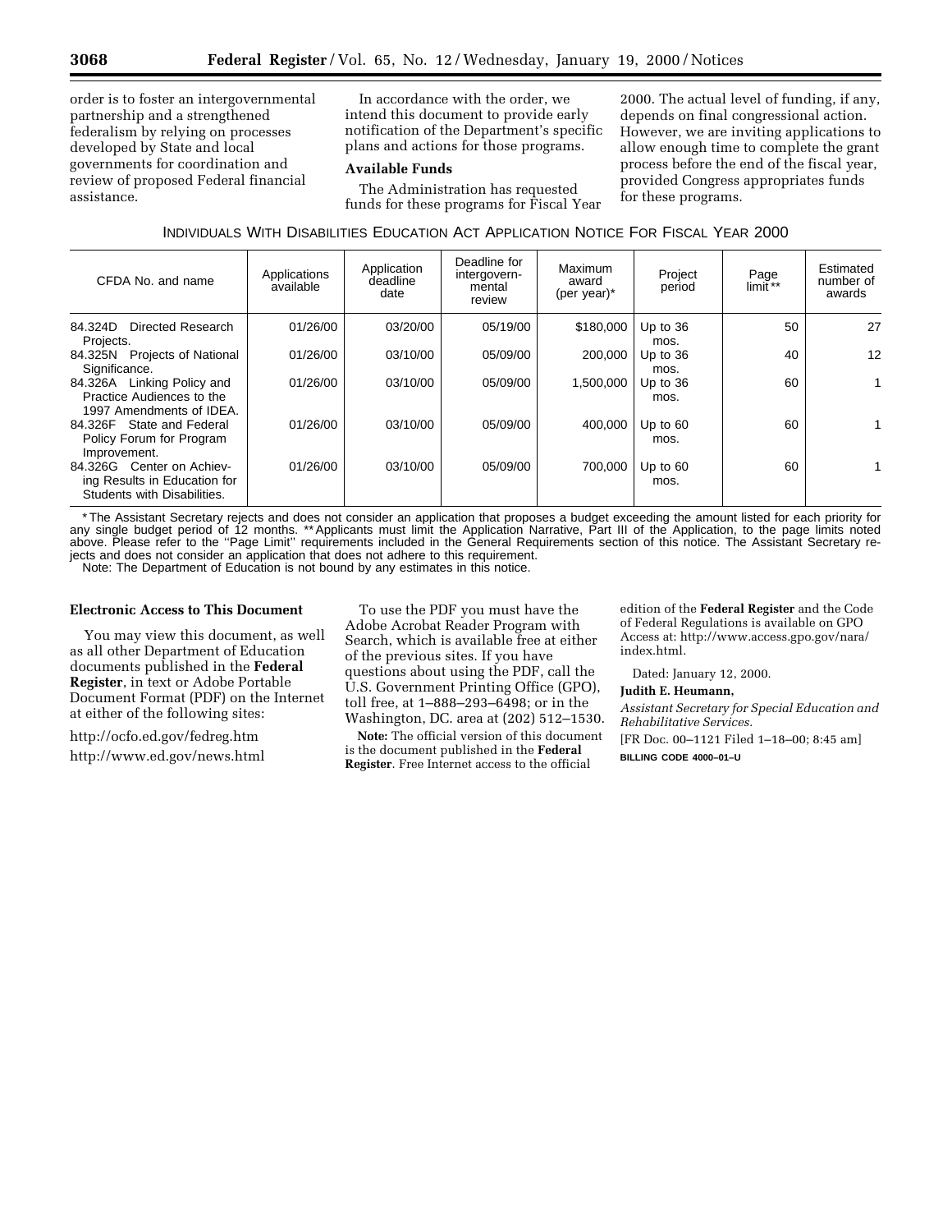order is to foster an intergovernmental partnership and a strengthened federalism by relying on processes developed by State and local governments for coordination and review of proposed Federal financial assistance.

In accordance with the order, we intend this document to provide early notification of the Department's specific plans and actions for those programs.

**Available Funds**

The Administration has requested funds for these programs for Fiscal Year 2000. The actual level of funding, if any, depends on final congressional action. However, we are inviting applications to allow enough time to complete the grant process before the end of the fiscal year, provided Congress appropriates funds for these programs.

INDIVIDUALS WITH DISABILITIES EDUCATION ACT APPLICATION NOTICE FOR FISCAL YEAR 2000

| CFDA No. and name | Applications available | Application deadline date | Deadline for intergovern-mental review | Maximum award (per year)* | Project period | Page limit** | Estimated number of awards |
|---|---|---|---|---|---|---|---|
| 84.324D Directed Research Projects. | 01/26/00 | 03/20/00 | 05/19/00 | $180,000 | Up to 36 mos. | 50 | 27 |
| 84.325N Projects of National Significance. | 01/26/00 | 03/10/00 | 05/09/00 | 200,000 | Up to 36 mos. | 40 | 12 |
| 84.326A Linking Policy and Practice Audiences to the 1997 Amendments of IDEA. | 01/26/00 | 03/10/00 | 05/09/00 | 1,500,000 | Up to 36 mos. | 60 | 1 |
| 84.326F State and Federal Policy Forum for Program Improvement. | 01/26/00 | 03/10/00 | 05/09/00 | 400,000 | Up to 60 mos. | 60 | 1 |
| 84.326G Center on Achieving Results in Education for Students with Disabilities. | 01/26/00 | 03/10/00 | 05/09/00 | 700,000 | Up to 60 mos. | 60 | 1 |

* The Assistant Secretary rejects and does not consider an application that proposes a budget exceeding the amount listed for each priority for any single budget period of 12 months. ** Applicants must limit the Application Narrative, Part III of the Application, to the page limits noted above. Please refer to the "Page Limit" requirements included in the General Requirements section of this notice. The Assistant Secretary rejects and does not consider an application that does not adhere to this requirement.

Note: The Department of Education is not bound by any estimates in this notice.

**Electronic Access to This Document**

You may view this document, as well as all other Department of Education documents published in the **Federal Register**, in text or Adobe Portable Document Format (PDF) on the Internet at either of the following sites:

http://ocfo.ed.gov/fedreg.htm
http://www.ed.gov/news.html

To use the PDF you must have the Adobe Acrobat Reader Program with Search, which is available free at either of the previous sites. If you have questions about using the PDF, call the U.S. Government Printing Office (GPO), toll free, at 1–888–293–6498; or in the Washington, DC. area at (202) 512–1530.

**Note:** The official version of this document is the document published in the **Federal Register**. Free Internet access to the official edition of the **Federal Register** and the Code of Federal Regulations is available on GPO Access at: http://www.access.gpo.gov/nara/index.html.

Dated: January 12, 2000.

**Judith E. Heumann,**

*Assistant Secretary for Special Education and Rehabilitative Services.*

[FR Doc. 00–1121 Filed 1–18–00; 8:45 am]

BILLING CODE 4000–01–U